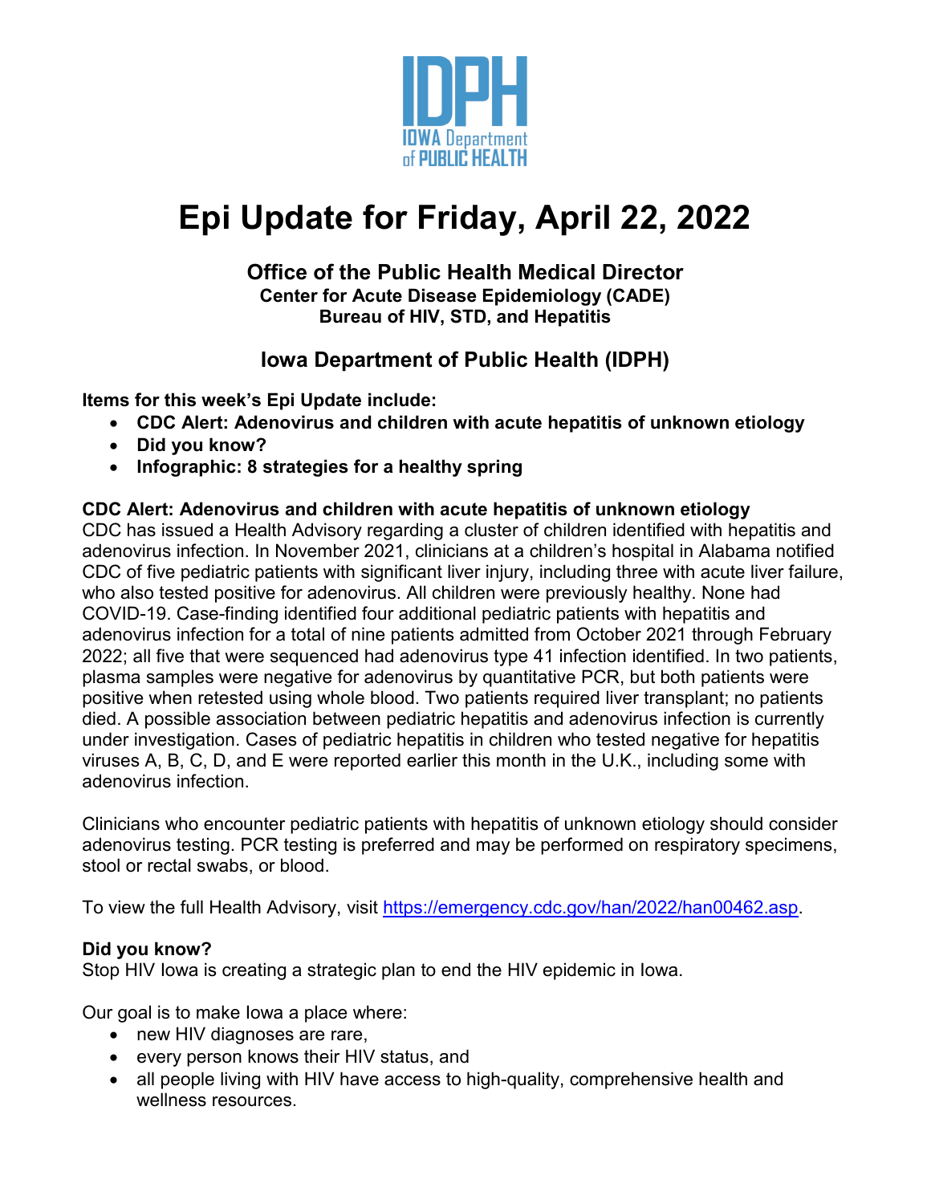IDPH
IOWA Department of PUBLIC HEALTH

# Epi Update for Friday, April 22, 2022

### Office of the Public Health Medical Director
**Center for Acute Disease Epidemiology (CADE)**
**Bureau of HIV, STD, and Hepatitis**

### Iowa Department of Public Health (IDPH)

**Items for this week's Epi Update include:**

- **CDC Alert: Adenovirus and children with acute hepatitis of unknown etiology**
- **Did you know?**
- **Infographic: 8 strategies for a healthy spring**

**CDC Alert: Adenovirus and children with acute hepatitis of unknown etiology**

CDC has issued a Health Advisory regarding a cluster of children identified with hepatitis and adenovirus infection. In November 2021, clinicians at a children's hospital in Alabama notified CDC of five pediatric patients with significant liver injury, including three with acute liver failure, who also tested positive for adenovirus. All children were previously healthy. None had COVID-19. Case-finding identified four additional pediatric patients with hepatitis and adenovirus infection for a total of nine patients admitted from October 2021 through February 2022; all five that were sequenced had adenovirus type 41 infection identified. In two patients, plasma samples were negative for adenovirus by quantitative PCR, but both patients were positive when retested using whole blood. Two patients required liver transplant; no patients died. A possible association between pediatric hepatitis and adenovirus infection is currently under investigation. Cases of pediatric hepatitis in children who tested negative for hepatitis viruses A, B, C, D, and E were reported earlier this month in the U.K., including some with adenovirus infection.

Clinicians who encounter pediatric patients with hepatitis of unknown etiology should consider adenovirus testing. PCR testing is preferred and may be performed on respiratory specimens, stool or rectal swabs, or blood.

To view the full Health Advisory, visit https://emergency.cdc.gov/han/2022/han00462.asp.

**Did you know?**

Stop HIV Iowa is creating a strategic plan to end the HIV epidemic in Iowa.

Our goal is to make Iowa a place where:

- new HIV diagnoses are rare,
- every person knows their HIV status, and
- all people living with HIV have access to high-quality, comprehensive health and wellness resources.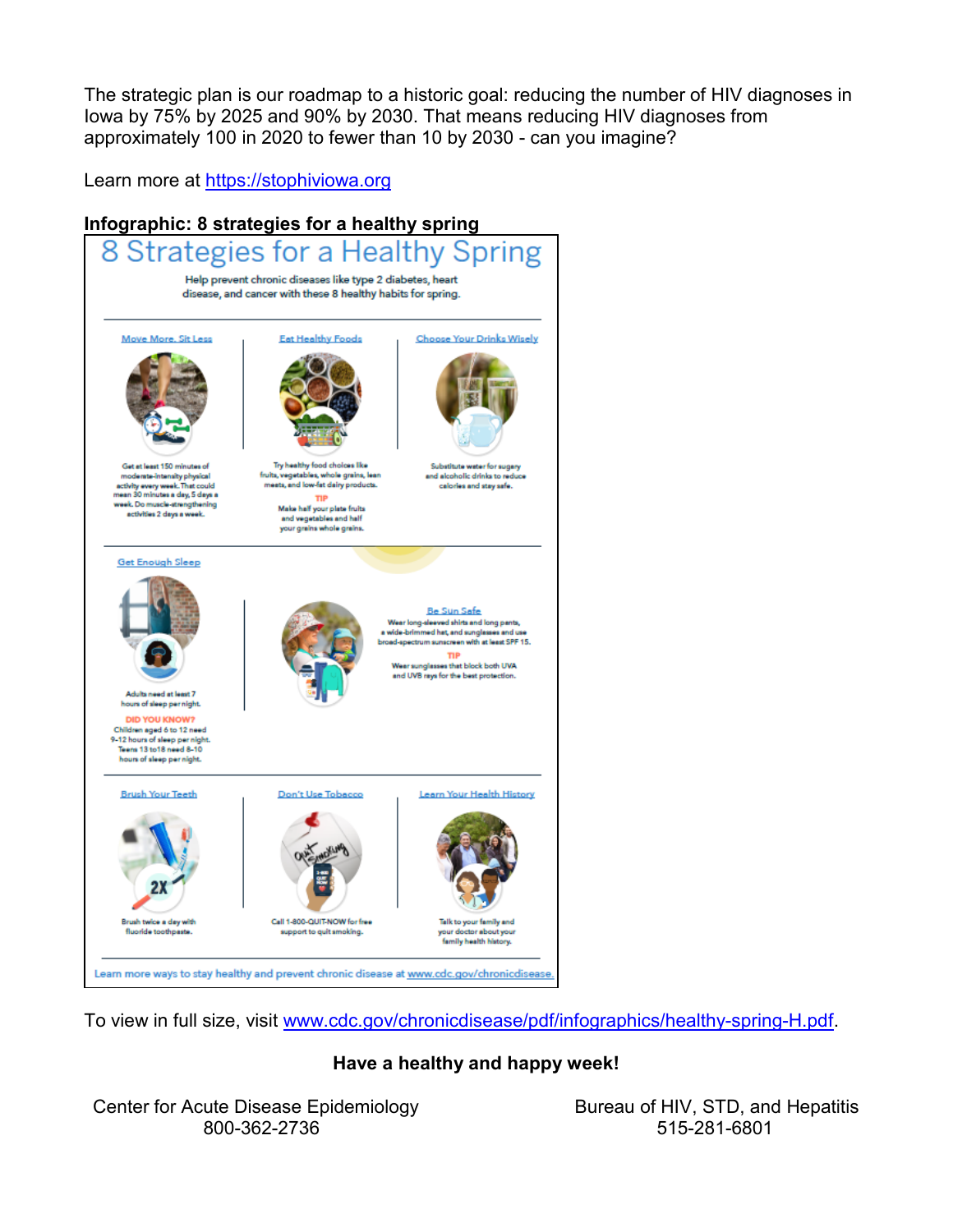The strategic plan is our roadmap to a historic goal: reducing the number of HIV diagnoses in Iowa by 75% by 2025 and 90% by 2030. That means reducing HIV diagnoses from approximately 100 in 2020 to fewer than 10 by 2030 - can you imagine?

Learn more at https://stophiviowa.org

**Infographic: 8 strategies for a healthy spring**

# 8 Strategies for a Healthy Spring

Help prevent chronic diseases like type 2 diabetes, heart disease, and cancer with these 8 healthy habits for spring.

**Move More, Sit Less**

Get at least 150 minutes of moderate-intensity physical activity every week. That could mean 30 minutes a day, 5 days a week. Do muscle-strengthening activities 2 days a week.

**Eat Healthy Foods**

Try healthy food choices like fruits, vegetables, whole grains, lean meats, and low-fat dairy products.

TIP
Make half your plate fruits and vegetables and half your grains whole grains.

**Choose Your Drinks Wisely**

Substitute water for sugary and alcoholic drinks to reduce calories and stay safe.

**Get Enough Sleep**

Adults need at least 7 hours of sleep per night.

DID YOU KNOW?
Children aged 6 to 12 need 9-12 hours of sleep per night. Teens 13 to18 need 8-10 hours of sleep per night.

**Be Sun Safe**

Wear long-sleeved shirts and long pants, a wide-brimmed hat, and sunglasses and use broad-spectrum sunscreen with at least SPF 15.

TIP
Wear sunglasses that block both UVA and UVB rays for the best protection.

**Brush Your Teeth**

2X

Brush twice a day with fluoride toothpaste.

**Don't Use Tobacco**

Call 1-800-QUIT-NOW for free support to quit smoking.

**Learn Your Health History**

Talk to your family and your doctor about your family health history.

Learn more ways to stay healthy and prevent chronic disease at www.cdc.gov/chronicdisease.

To view in full size, visit www.cdc.gov/chronicdisease/pdf/infographics/healthy-spring-H.pdf.

**Have a healthy and happy week!**

Center for Acute Disease Epidemiology
800-362-2736

Bureau of HIV, STD, and Hepatitis
515-281-6801